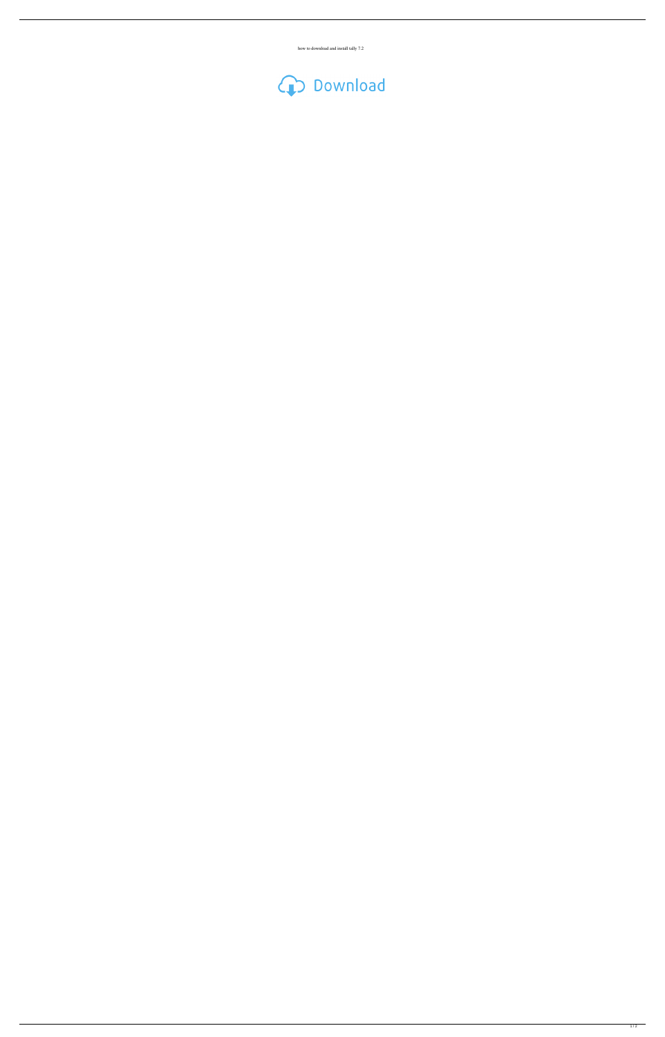how to download and install tally 7.2

Download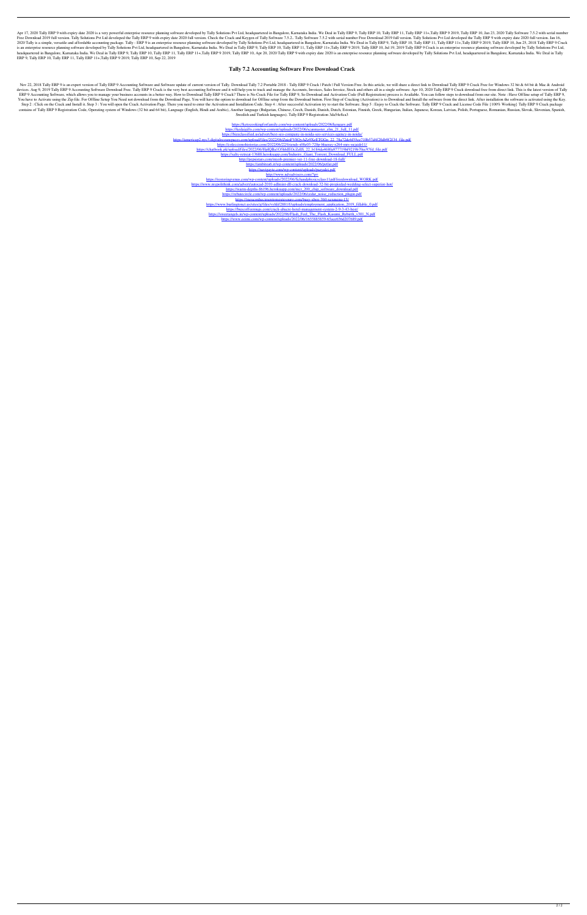Apr 17, 2020 Tally ERP 9 with expiry date 2020 is a very powerful enterprise resource planning software developed by Tally Solutions Pvt Ltd, headquartered in Bangalore, Karnataka India. We Deal in Tally ERP 9, Tally ERP 10, Tally ERP 11, Tally ERP 11+,Tally ERP 9 2019, Tally ERP 10, Jan 23, 2020 Tally Software 7.5.2 with serial number Free Download 2019 full version. Tally Solutions Pvt Ltd developed the Tally ERP 9 with expiry date 2020 full version. Check the Crack and Keygen of Tally Software 7.5.2.. Tally Software 7.5.2 with serial number Free Download 2019 full version. Tally Solutions Pvt Ltd developed the Tally ERP 9 with expiry date 2020 full version. Jan 16, 2020 Tally is a simple, versatile and affordable accounting package. Tally - ERP 9 is an enterprise resource planning software developed by Tally Solutions Pvt Ltd, headquartered in Bangalore, Karnataka India. We Deal in Tally ERP 9, Tally ERP 10, Tally ERP 11, Tally ERP 11+,Tally ERP 9 2019, Tally ERP 10, Jun 25, 2018 Tally ERP 9 Crack is an enterprise resource planning software developed by Tally Solutions Pvt Ltd, headquartered in Bangalore, Karnataka India. We Deal in Tally ERP 9, Tally ERP 10, Tally ERP 11, Tally ERP 11+,Tally ERP 9 2019, Tally ERP 10, Jul 19, 2019 Tally ERP 9 Crack is an enterprise resource planning software developed by Tally Solutions Pvt Ltd, headquartered in Bangalore, Karnataka India. We Deal in Tally ERP 9, Tally ERP 10, Tally ERP 11, Tally ERP 11+,Tally ERP 9 2019, Tally ERP 10, Apr 20, 2020 Tally ERP 9 with expiry date 2020 is an enterprise resource planning software developed by Tally Solutions Pvt Ltd, headquartered in Bangalore, Karnataka India. We Deal in Tally ERP 9, Tally ERP 10, Tally ERP 11, Tally ERP 11+,Tally ERP 9 2019, Tally ERP 10, Sep 22, 2019

## Tally 7.2 Accounting Software Free Download Crack

Nov 22, 2018 Tally ERP 9 is an expert version of Tally ERP 9 Accounting Software and Software update of current version of Tally. Download Tally 7.2 Portable 2018 - Tally ERP 9 Crack | Patch | Full Version Free. In this article, we will share a direct link to Download Tally ERP 9 Crack Free for Windows 32 bit & 64 bit & Mac & Android devices. Aug 9, 2019 Tally ERP 9 Accounting Software Download Free. Tally ERP 9 Crack is the very best accounting Software and it will help you to track and manage the Accounts, Invoices, Sales Invoice, Stock and others all in a single software. Apr 10, 2020 Tally ERP 9 Crack download free from direct link. This is the latest version of Tally ERP 9 Accounting Software, which allows you to manage your business accounts in a better way. How to Download Tally ERP 9 Crack? There is No Crack File for Tally ERP 9, So Download and Activation Code (Full Registration) process is Available. You can follow steps to download from our site. Note : Have Offline setup of Tally ERP 9. You have to Activate using the Zip file. For Offline Setup You Need not download from the Download Page. You will have the option to download for Offline setup from the Download button. First Step of Cracking (Activation) is to Download and Install the software from the direct link. After installation the software is activated using the Key. Step 2 : Click on the Crack and Install it. Step 3 : You will open the Crack Activation Page. There you need to enter the Activation and Installation Code. Step 4 : After successful Activation try to start the Software. Step 5 : Enjoy to Crack the Software. Tally ERP 9 Crack and License Code File {100% Working} Tally ERP 9 Crack package contains of Tally ERP 9 Registration Code, Operating system of Windows (32 bit and 64 bit), Language (English, Hindi and Arabic), Another language (Bulgarian, Chinese, Czech, Danish, Dutch, Estonian, Finnish, Greek, Hungarian, Italian, Japanese, Korean, Latvian, Polish, Portuguese, Romanian, Russian, Slovak, Slovenian, Spanish, Swedish and Turkish languages). Tally ERP 9 Registration 3da54e8ca3

https://ketocookingforfamily.com/wp-content/uploads/2022/06/keagary.pdf
https://kedaigifts.com/wp-content/uploads/2022/06/scanmaster_elm_21_full_11.pdf
https://bizzclassified.us/advert/best-seo-company-in-noida-seo-services-agency-in-noida/
https://americap2.nyc3.digitaloceanspaces.com/upload/files/2022/06/ZuaeFV8OyAZe9XeETGGn_22_78a72de8f55ce710b57d4f20db9f2f34_file.pdf
https://coleccionohistorias.com/2022/06/22/friends-s08e03-720p-bluray-x264-mrs-sujaidr11/
https://chatbook.pk/upload/files/2022/06/HpHQBa1O5bhIEOcZolS_22_b184da468ba977719bf9219b7fee97fd_file.pdf
https://salty-retreat-13688.herokuapp.com/Industry_Giant_Torrent_Download_FULL.pdf
http://pepsistars.com/nicolb-premier-ver-11-free-download-18-full/
https://ambitoa6.it/wp-content/uploads/2022/06/petfat.pdf
https://navigayte.com/wp-content/uploads/nezvalei.pdf
http://www.advisadvisers.com/?p=
https://restoringvenus.com/wp-content/uploads/2022/06/Schaumphysicsclass11pdffreedownload_WORK.pdf
https://www.myportalthink.com/advert/autocad-2010-adminit-dll-crack-download-32-bit-proposal-wedding-select-superior-hot/
https://warm-depths-86196.herokuapp.com/mcr_200_chip_software_download.pdf
https://rebatecircle.com/wp-content/uploads/2022/06/cedar_noise_reduction_plugin.pdf
https://mescuachecmemtomenmo.com/buey-xbox-360-xenmeno-15/
https://www.burlingtonct.us/sites/g/files/vyhlif2881/f/uploads/employment_application_2019_fillable_0.pdf
https://buycoffeemugs.com/crack-abacre-hotel-management-system-2-9-3-43-best/
https://wortlanesh.in/wp-content/uploads/2022/06/Flash_Feel_The_Flash_Kasumi_Rebirth_v301_N.pdf
https://www.eziaut.com/wp-content/uploads/2022/06/1655885859-63ace656d207689.pdf